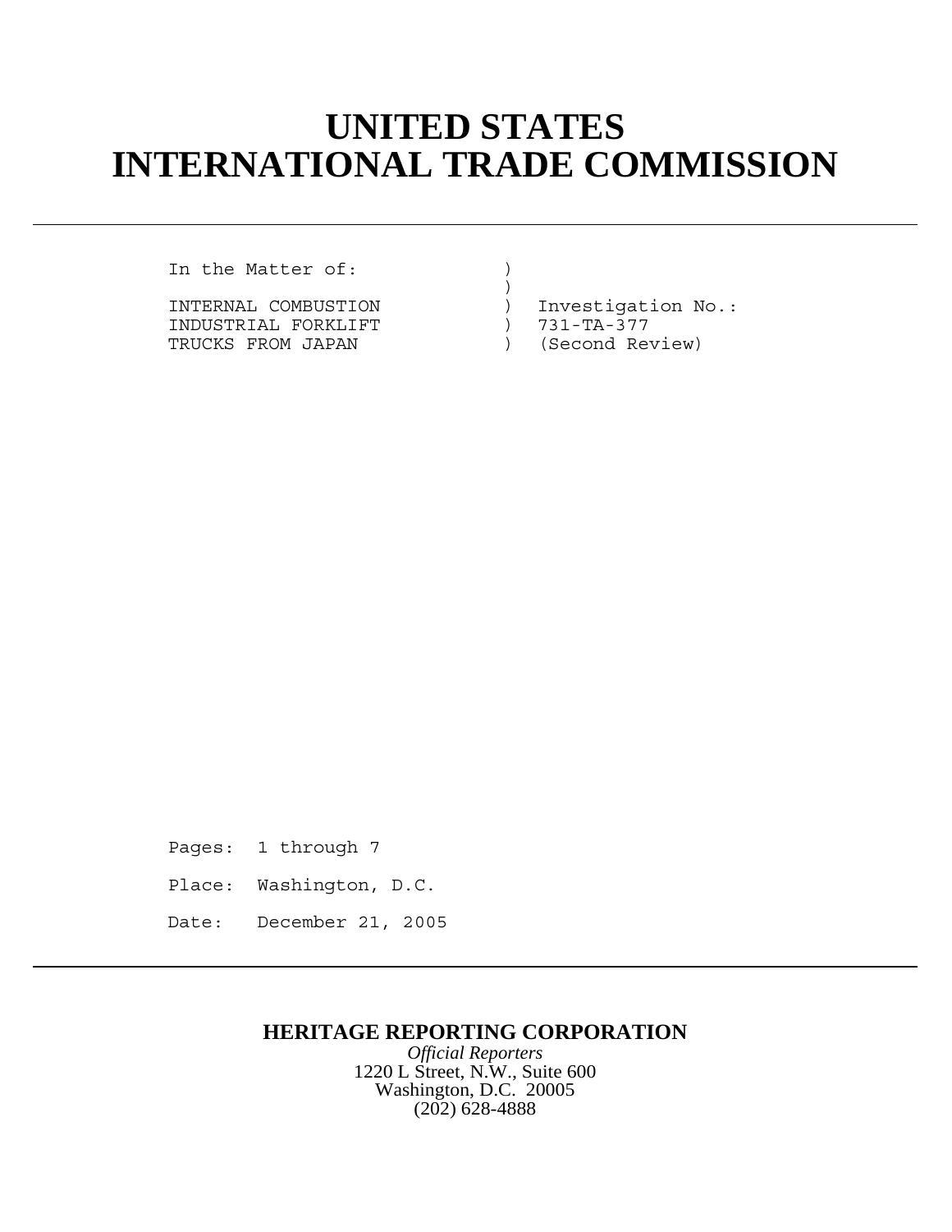# UNITED STATES
# INTERNATIONAL TRADE COMMISSION

```
In the Matter of:          )
                           )
INTERNAL COMBUSTION        )  Investigation No.:
INDUSTRIAL FORKLIFT        )  731-TA-377
TRUCKS FROM JAPAN          )  (Second Review)
```

Pages: 1 through 7

Place: Washington, D.C.

Date: December 21, 2005

**HERITAGE REPORTING CORPORATION**

*Official Reporters*

1220 L Street, N.W., Suite 600

Washington, D.C. 20005

(202) 628-4888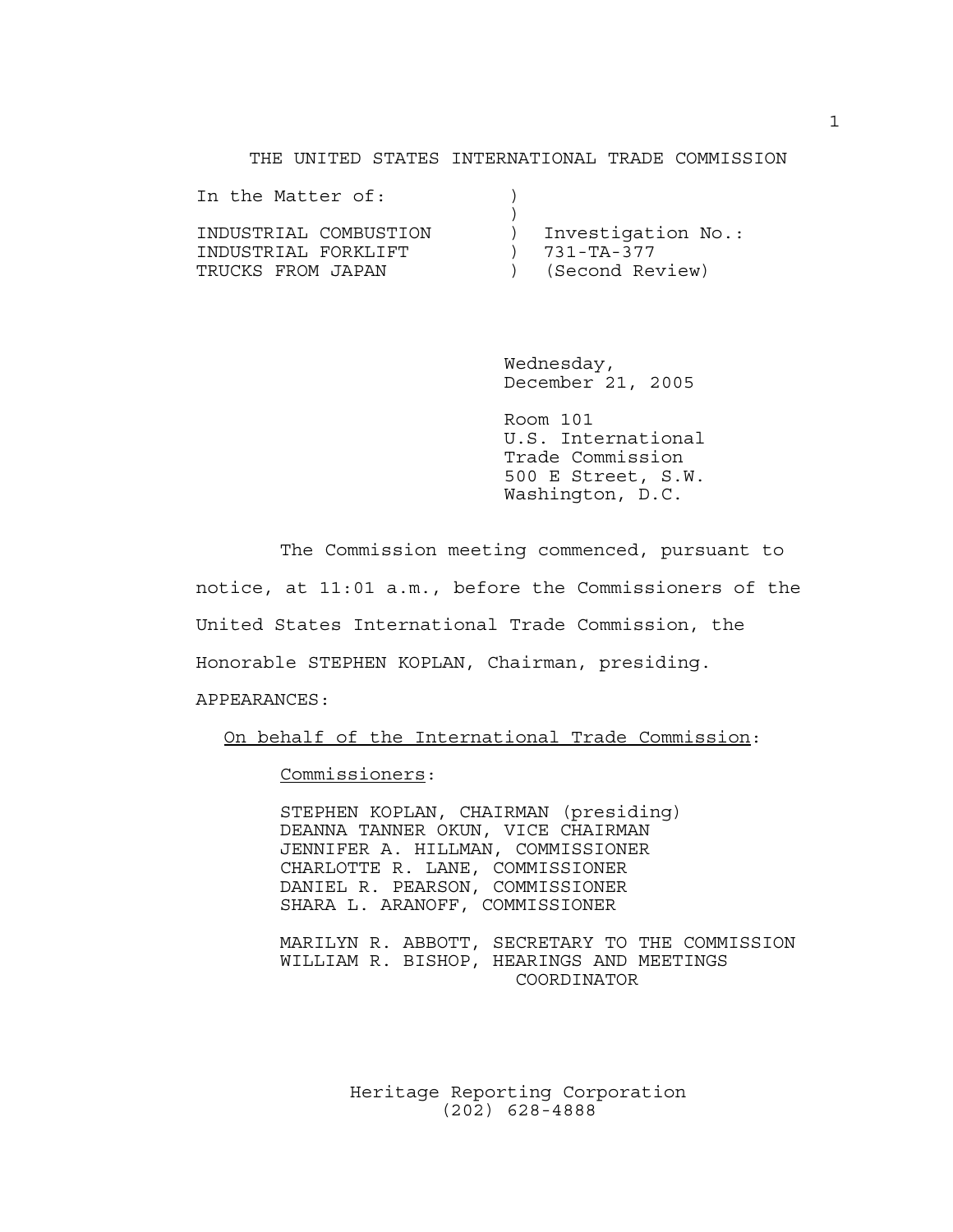THE UNITED STATES INTERNATIONAL TRADE COMMISSION

```
In the Matter of:          )
                           )
INDUSTRIAL COMBUSTION      )  Investigation No.:
INDUSTRIAL FORKLIFT        )  731-TA-377
TRUCKS FROM JAPAN          )  (Second Review)
```

Wednesday,
December 21, 2005

Room 101
U.S. International
Trade Commission
500 E Street, S.W.
Washington, D.C.

The Commission meeting commenced, pursuant to notice, at 11:01 a.m., before the Commissioners of the United States International Trade Commission, the Honorable STEPHEN KOPLAN, Chairman, presiding.

APPEARANCES:

On behalf of the International Trade Commission:

Commissioners:

STEPHEN KOPLAN, CHAIRMAN (presiding)
DEANNA TANNER OKUN, VICE CHAIRMAN
JENNIFER A. HILLMAN, COMMISSIONER
CHARLOTTE R. LANE, COMMISSIONER
DANIEL R. PEARSON, COMMISSIONER
SHARA L. ARANOFF, COMMISSIONER

MARILYN R. ABBOTT, SECRETARY TO THE COMMISSION
WILLIAM R. BISHOP, HEARINGS AND MEETINGS COORDINATOR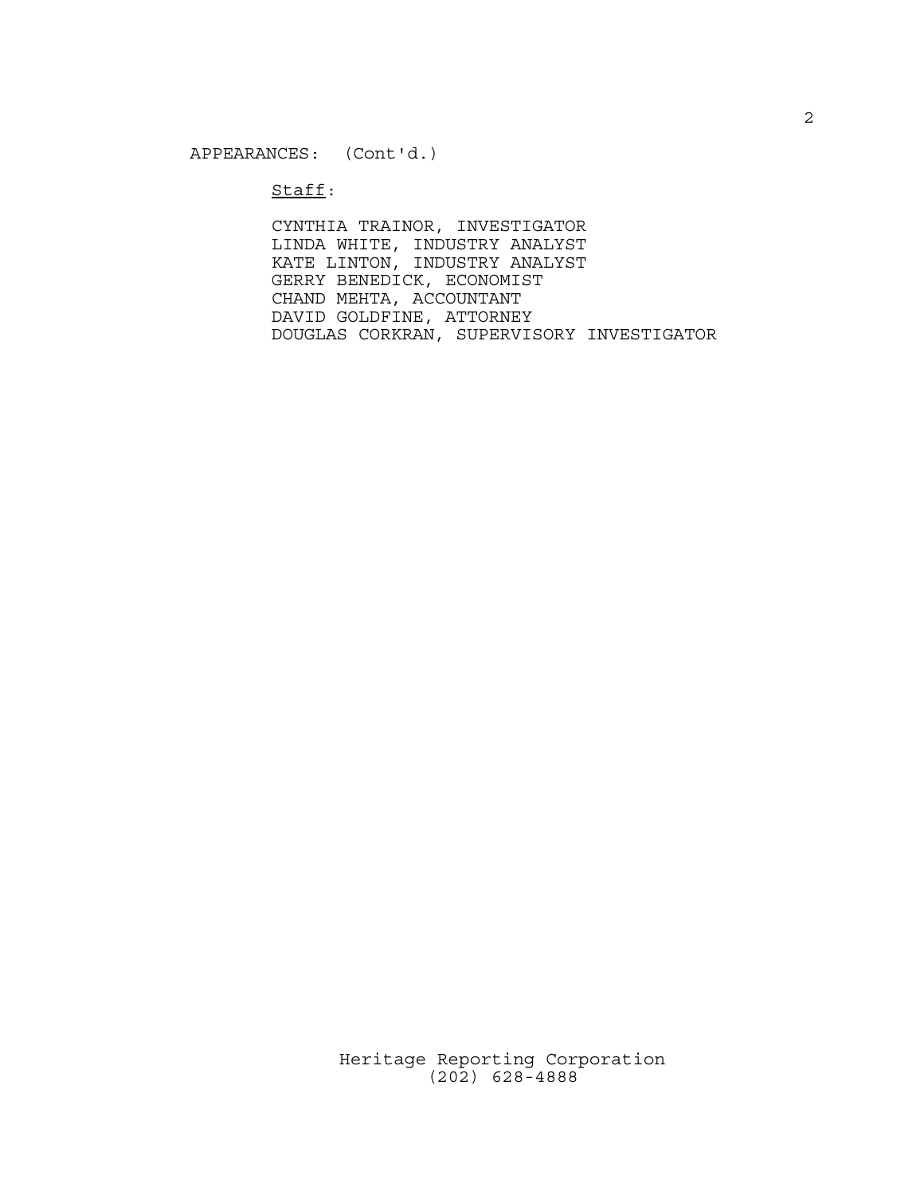APPEARANCES: (Cont'd.)

<u>Staff</u>:

CYNTHIA TRAINOR, INVESTIGATOR
LINDA WHITE, INDUSTRY ANALYST
KATE LINTON, INDUSTRY ANALYST
GERRY BENEDICK, ECONOMIST
CHAND MEHTA, ACCOUNTANT
DAVID GOLDFINE, ATTORNEY
DOUGLAS CORKRAN, SUPERVISORY INVESTIGATOR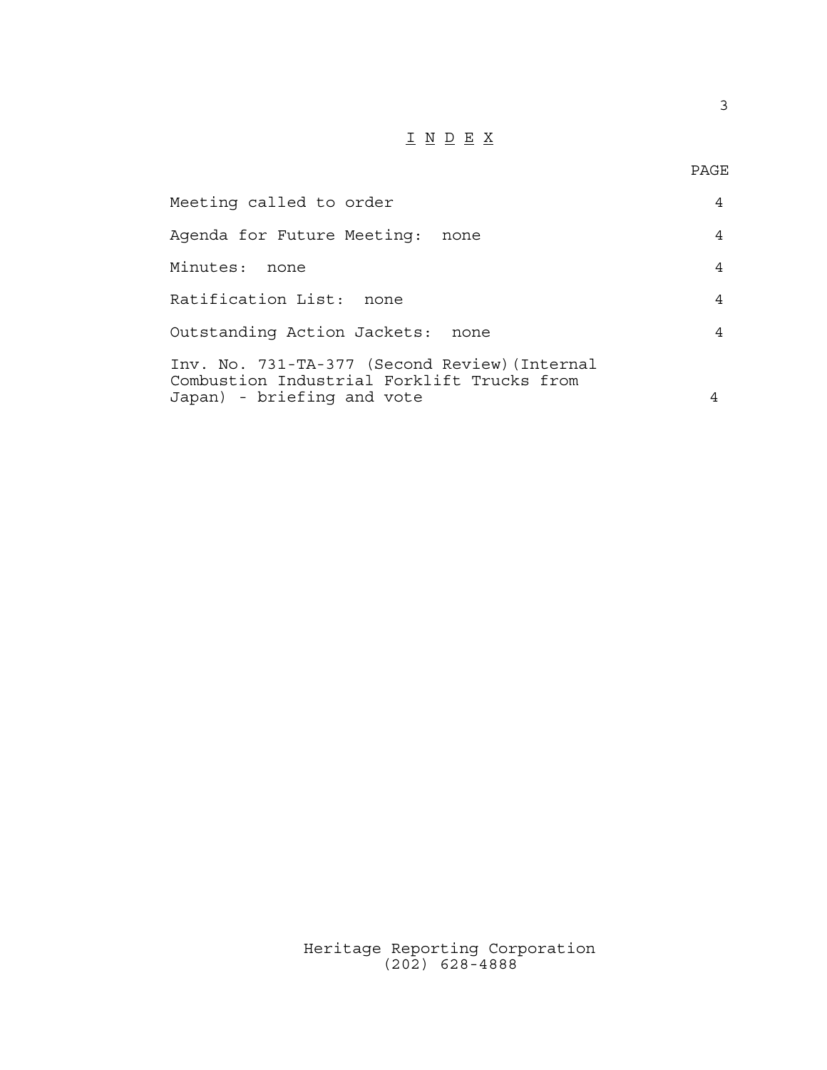# I N D E X

| | PAGE |
|---|---|
| Meeting called to order | 4 |
| Agenda for Future Meeting: none | 4 |
| Minutes: none | 4 |
| Ratification List: none | 4 |
| Outstanding Action Jackets: none | 4 |
| Inv. No. 731-TA-377 (Second Review)(Internal Combustion Industrial Forklift Trucks from Japan) - briefing and vote | 4 |

Heritage Reporting Corporation
(202) 628-4888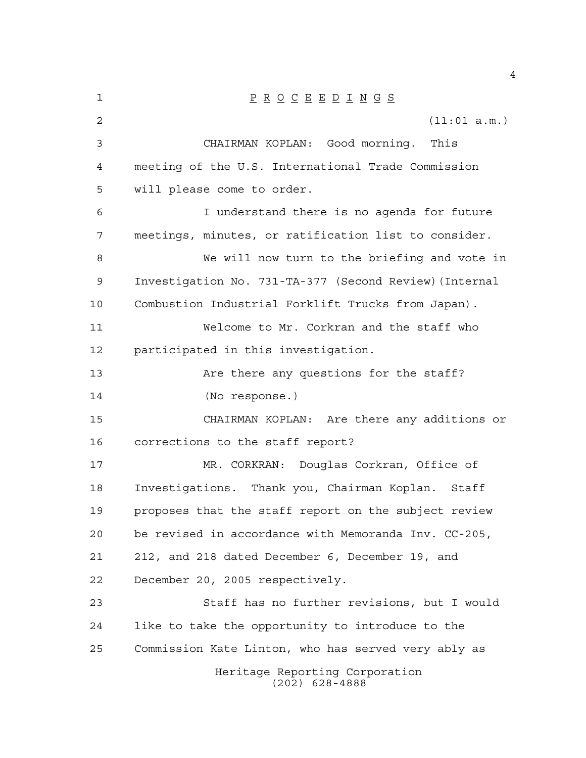P R O C E E D I N G S

(11:01 a.m.)

CHAIRMAN KOPLAN: Good morning. This meeting of the U.S. International Trade Commission will please come to order.

I understand there is no agenda for future meetings, minutes, or ratification list to consider.

We will now turn to the briefing and vote in Investigation No. 731-TA-377 (Second Review)(Internal Combustion Industrial Forklift Trucks from Japan).

Welcome to Mr. Corkran and the staff who participated in this investigation.

Are there any questions for the staff?

(No response.)

CHAIRMAN KOPLAN: Are there any additions or corrections to the staff report?

MR. CORKRAN: Douglas Corkran, Office of Investigations. Thank you, Chairman Koplan. Staff proposes that the staff report on the subject review be revised in accordance with Memoranda Inv. CC-205, 212, and 218 dated December 6, December 19, and December 20, 2005 respectively.

Staff has no further revisions, but I would like to take the opportunity to introduce to the Commission Kate Linton, who has served very ably as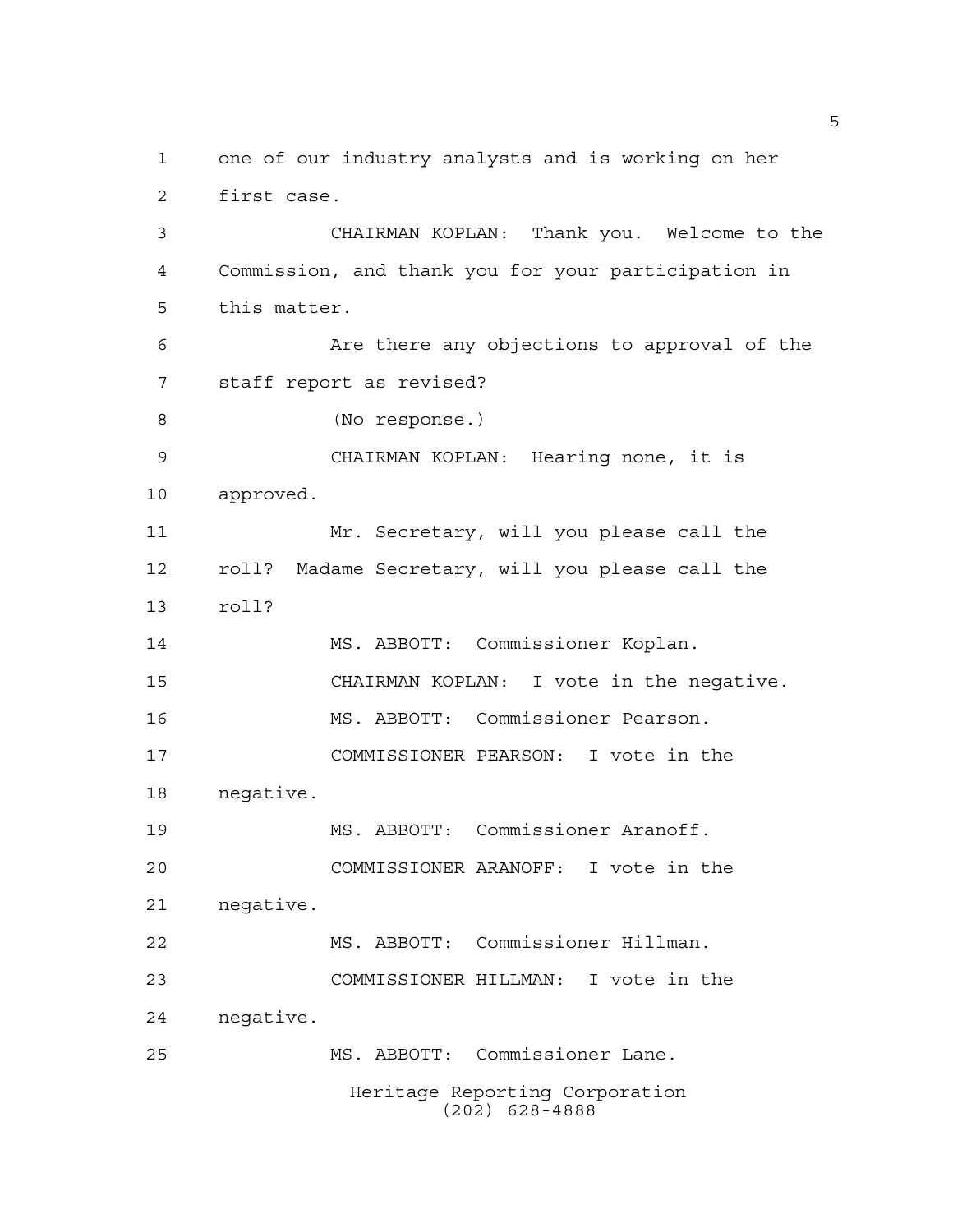one of our industry analysts and is working on her first case.

CHAIRMAN KOPLAN: Thank you. Welcome to the Commission, and thank you for your participation in this matter.

Are there any objections to approval of the staff report as revised?

(No response.)

CHAIRMAN KOPLAN: Hearing none, it is approved.

Mr. Secretary, will you please call the roll? Madame Secretary, will you please call the roll?

MS. ABBOTT: Commissioner Koplan.

CHAIRMAN KOPLAN: I vote in the negative.

MS. ABBOTT: Commissioner Pearson.

COMMISSIONER PEARSON: I vote in the negative.

MS. ABBOTT: Commissioner Aranoff.

COMMISSIONER ARANOFF: I vote in the negative.

MS. ABBOTT: Commissioner Hillman.

COMMISSIONER HILLMAN: I vote in the negative.

MS. ABBOTT: Commissioner Lane.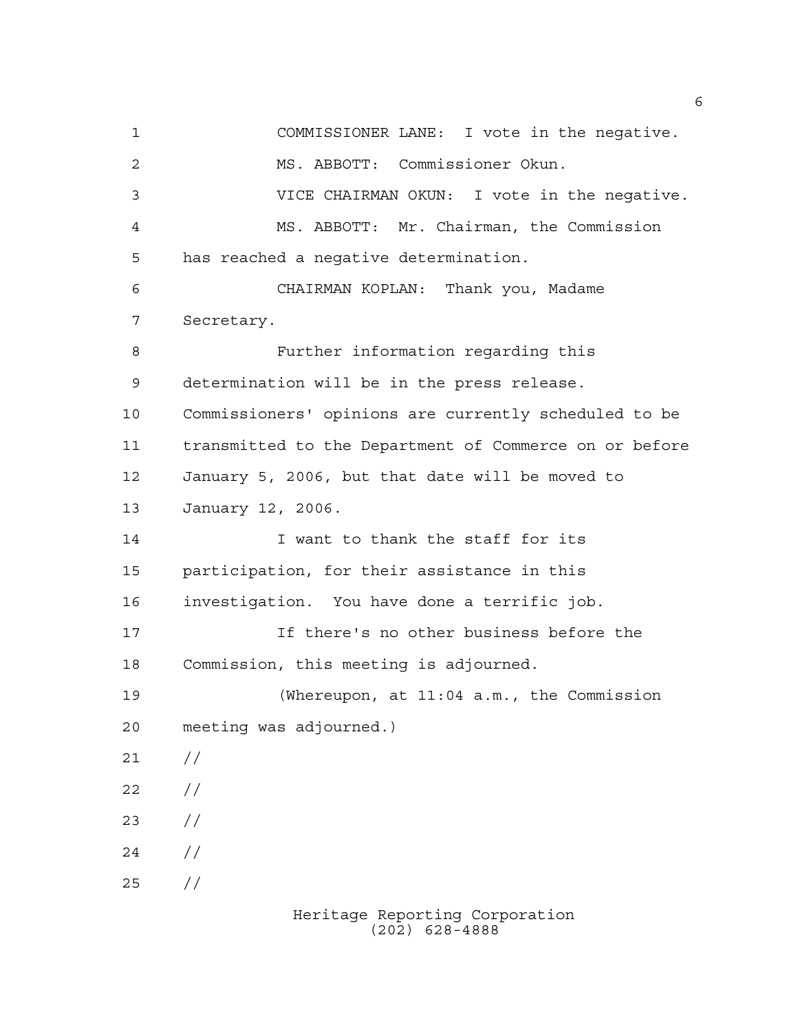COMMISSIONER LANE: I vote in the negative.

MS. ABBOTT: Commissioner Okun.

VICE CHAIRMAN OKUN: I vote in the negative.

MS. ABBOTT: Mr. Chairman, the Commission has reached a negative determination.

CHAIRMAN KOPLAN: Thank you, Madame Secretary.

Further information regarding this determination will be in the press release. Commissioners' opinions are currently scheduled to be transmitted to the Department of Commerce on or before January 5, 2006, but that date will be moved to January 12, 2006.

I want to thank the staff for its participation, for their assistance in this investigation. You have done a terrific job.

If there's no other business before the Commission, this meeting is adjourned.

(Whereupon, at 11:04 a.m., the Commission meeting was adjourned.)

//

//

//

//

//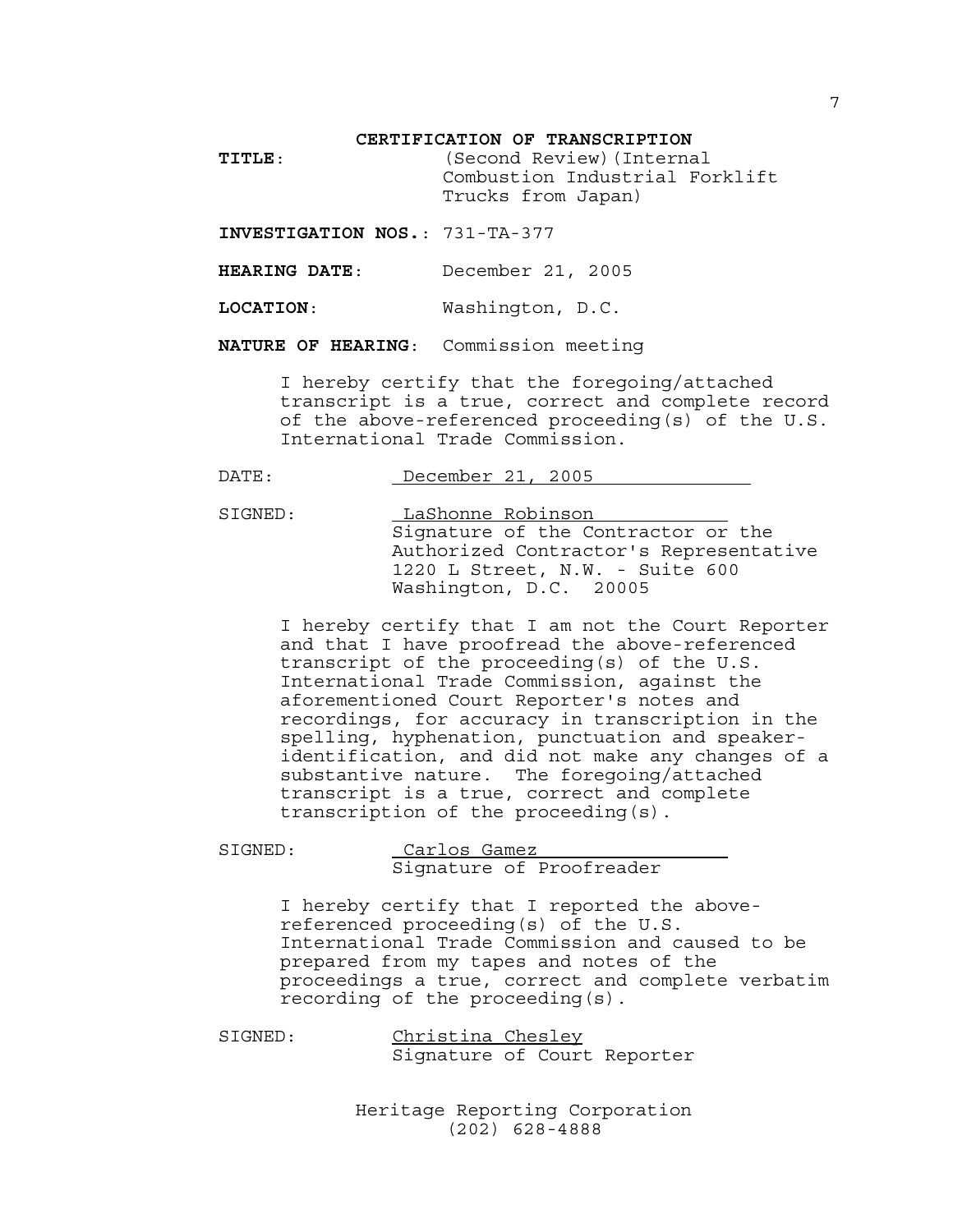**CERTIFICATION OF TRANSCRIPTION**

**TITLE**: (Second Review)(Internal Combustion Industrial Forklift Trucks from Japan)

**INVESTIGATION NOS.**: 731-TA-377

**HEARING DATE**: December 21, 2005

**LOCATION**: Washington, D.C.

**NATURE OF HEARING**: Commission meeting

I hereby certify that the foregoing/attached transcript is a true, correct and complete record of the above-referenced proceeding(s) of the U.S. International Trade Commission.

DATE: December 21, 2005

SIGNED: LaShonne Robinson
Signature of the Contractor or the Authorized Contractor's Representative
1220 L Street, N.W. - Suite 600
Washington, D.C. 20005

I hereby certify that I am not the Court Reporter and that I have proofread the above-referenced transcript of the proceeding(s) of the U.S. International Trade Commission, against the aforementioned Court Reporter's notes and recordings, for accuracy in transcription in the spelling, hyphenation, punctuation and speaker-identification, and did not make any changes of a substantive nature. The foregoing/attached transcript is a true, correct and complete transcription of the proceeding(s).

SIGNED: Carlos Gamez
Signature of Proofreader

I hereby certify that I reported the above-referenced proceeding(s) of the U.S. International Trade Commission and caused to be prepared from my tapes and notes of the proceedings a true, correct and complete verbatim recording of the proceeding(s).

SIGNED: Christina Chesley
Signature of Court Reporter

Heritage Reporting Corporation
(202) 628-4888